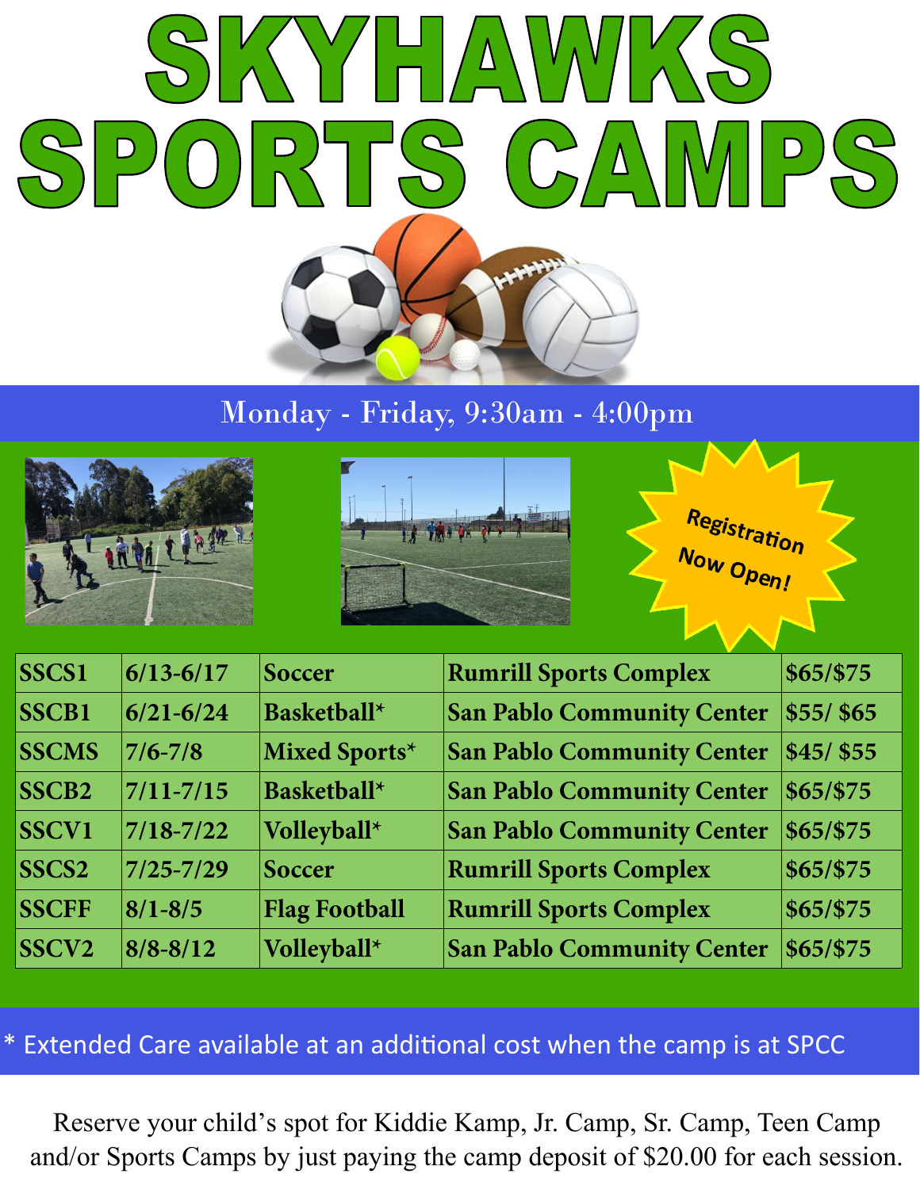# SKYHAWKS SPORTS CAMPS

Monday - Friday, 9:30am - 4:00pm

Registration Now Open!

| | | | | |
|---|---|---|---|---|
| SSCS1 | 6/13-6/17 | Soccer | Rumrill Sports Complex | $65/$75 |
| SSCB1 | 6/21-6/24 | Basketball* | San Pablo Community Center | $55/ $65 |
| SSCMS | 7/6-7/8 | Mixed Sports* | San Pablo Community Center | $45/ $55 |
| SSCB2 | 7/11-7/15 | Basketball* | San Pablo Community Center | $65/$75 |
| SSCV1 | 7/18-7/22 | Volleyball* | San Pablo Community Center | $65/$75 |
| SSCS2 | 7/25-7/29 | Soccer | Rumrill Sports Complex | $65/$75 |
| SSCFF | 8/1-8/5 | Flag Football | Rumrill Sports Complex | $65/$75 |
| SSCV2 | 8/8-8/12 | Volleyball* | San Pablo Community Center | $65/$75 |

* Extended Care available at an additional cost when the camp is at SPCC

Reserve your child's spot for Kiddie Kamp, Jr. Camp, Sr. Camp, Teen Camp and/or Sports Camps by just paying the camp deposit of $20.00 for each session.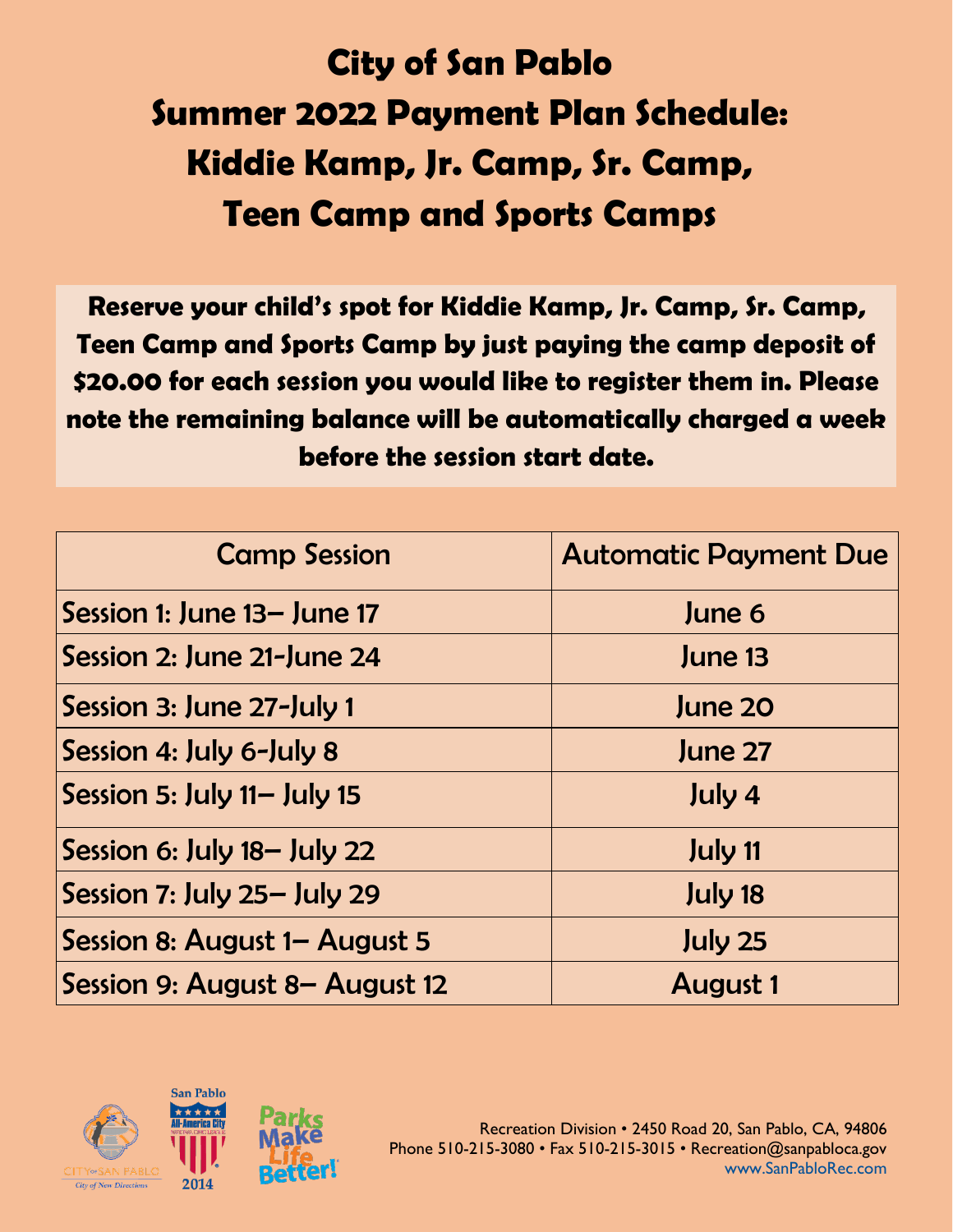# City of San Pablo
# Summer 2022 Payment Plan Schedule: Kiddie Kamp, Jr. Camp, Sr. Camp, Teen Camp and Sports Camps

**Reserve your child's spot for Kiddie Kamp, Jr. Camp, Sr. Camp, Teen Camp and Sports Camp by just paying the camp deposit of $20.00 for each session you would like to register them in. Please note the remaining balance will be automatically charged a week before the session start date.**

| Camp Session | Automatic Payment Due |
| --- | --- |
| Session 1: June 13– June 17 | June 6 |
| Session 2: June 21-June 24 | June 13 |
| Session 3: June 27-July 1 | June 20 |
| Session 4: July 6-July 8 | June 27 |
| Session 5: July 11– July 15 | July 4 |
| Session 6: July 18– July 22 | July 11 |
| Session 7: July 25– July 29 | July 18 |
| Session 8: August 1– August 5 | July 25 |
| Session 9: August 8– August 12 | August 1 |

Recreation Division • 2450 Road 20, San Pablo, CA, 94806
Phone 510-215-3080 • Fax 510-215-3015 • Recreation@sanpabloca.gov
www.SanPabloRec.com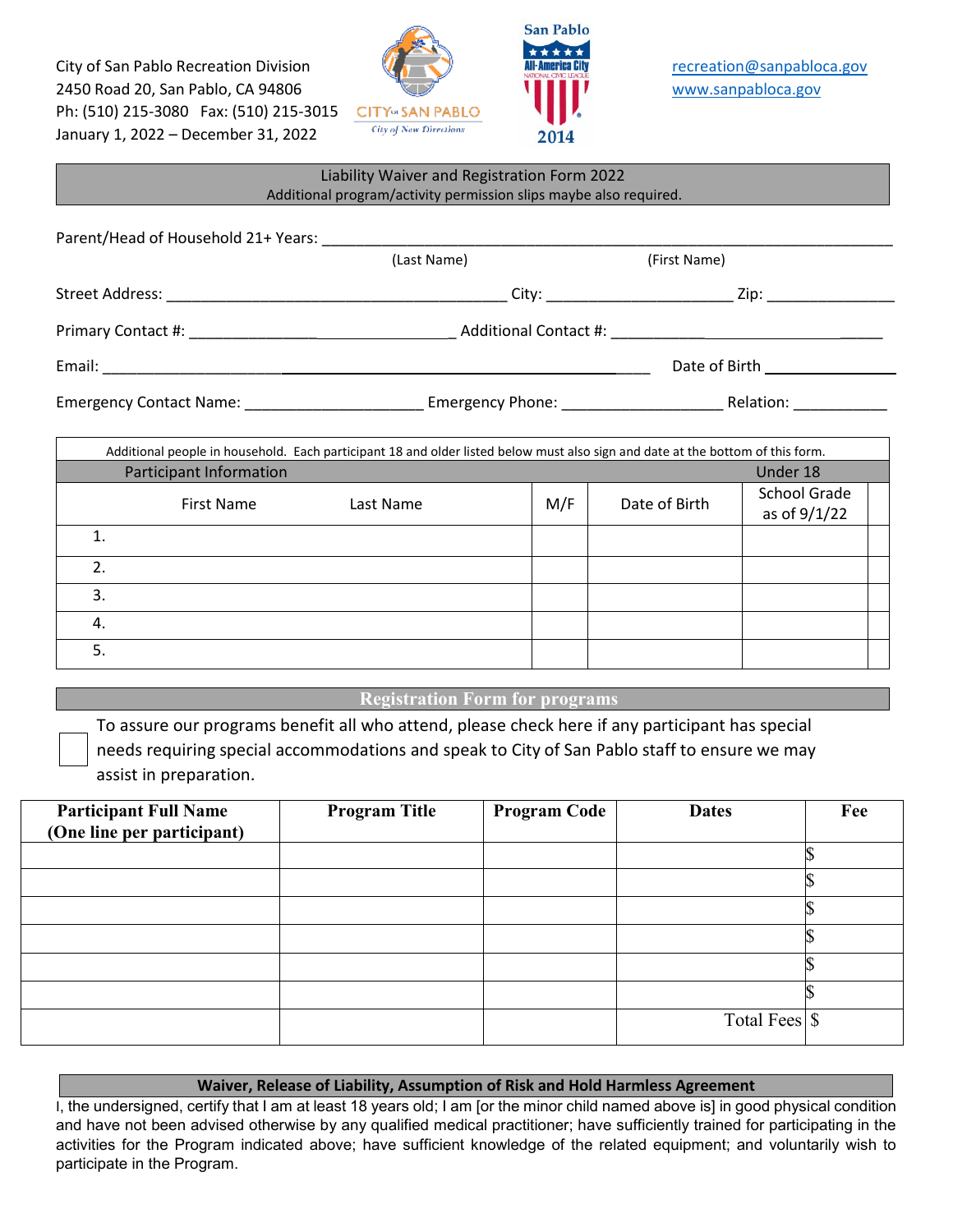City of San Pablo Recreation Division
2450 Road 20, San Pablo, CA 94806
Ph: (510) 215-3080 Fax: (510) 215-3015
January 1, 2022 – December 31, 2022

CITY OF SAN PABLO
City of New Directions

San Pablo
All-America City
NATIONAL CIVIC LEAGUE
2014

recreation@sanpabloca.gov
www.sanpabloca.gov

## Liability Waiver and Registration Form 2022

Additional program/activity permission slips maybe also required.

Parent/Head of Household 21+ Years: ______________________________________________
(Last Name) (First Name)

Street Address: ______________________________ City: ________________ Zip: __________

Primary Contact #: ________________________ Additional Contact #: ______________________

Email: ______________________________________________ Date of Birth ____________

Emergency Contact Name: ________________ Emergency Phone: ______________ Relation: ________

Additional people in household. Each participant 18 and older listed below must also sign and date at the bottom of this form.

| Participant Information | | | | Under 18 |
|---|---|---|---|---|
| First Name | Last Name | M/F | Date of Birth | School Grade as of 9/1/22 |
| 1. | | | | |
| 2. | | | | |
| 3. | | | | |
| 4. | | | | |
| 5. | | | | |

## Registration Form for programs

☐ To assure our programs benefit all who attend, please check here if any participant has special needs requiring special accommodations and speak to City of San Pablo staff to ensure we may assist in preparation.

| Participant Full Name (One line per participant) | Program Title | Program Code | Dates | Fee |
|---|---|---|---|---|
| | | | | $ |
| | | | | $ |
| | | | | $ |
| | | | | $ |
| | | | | $ |
| | | | | $ |
| | | | Total Fees | $ |

## Waiver, Release of Liability, Assumption of Risk and Hold Harmless Agreement

I, the undersigned, certify that I am at least 18 years old; I am [or the minor child named above is] in good physical condition and have not been advised otherwise by any qualified medical practitioner; have sufficiently trained for participating in the activities for the Program indicated above; have sufficient knowledge of the related equipment; and voluntarily wish to participate in the Program.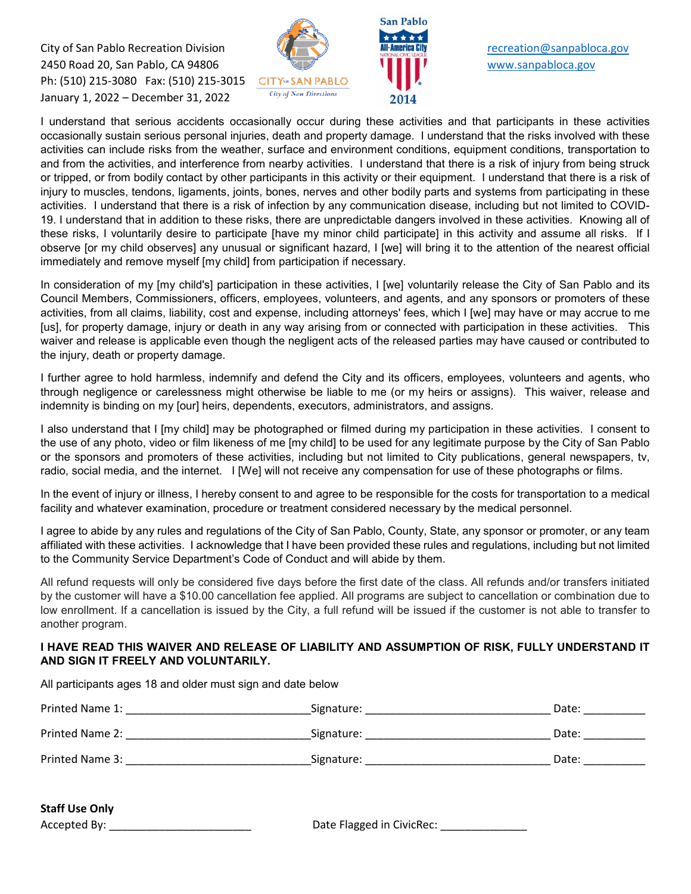City of San Pablo Recreation Division
2450 Road 20, San Pablo, CA 94806
Ph: (510) 215-3080 Fax: (510) 215-3015
January 1, 2022 – December 31, 2022

recreation@sanpabloca.gov
www.sanpabloca.gov

I understand that serious accidents occasionally occur during these activities and that participants in these activities occasionally sustain serious personal injuries, death and property damage. I understand that the risks involved with these activities can include risks from the weather, surface and environment conditions, equipment conditions, transportation to and from the activities, and interference from nearby activities. I understand that there is a risk of injury from being struck or tripped, or from bodily contact by other participants in this activity or their equipment. I understand that there is a risk of injury to muscles, tendons, ligaments, joints, bones, nerves and other bodily parts and systems from participating in these activities. I understand that there is a risk of infection by any communication disease, including but not limited to COVID-19. I understand that in addition to these risks, there are unpredictable dangers involved in these activities. Knowing all of these risks, I voluntarily desire to participate [have my minor child participate] in this activity and assume all risks. If I observe [or my child observes] any unusual or significant hazard, I [we] will bring it to the attention of the nearest official immediately and remove myself [my child] from participation if necessary.

In consideration of my [my child's] participation in these activities, I [we] voluntarily release the City of San Pablo and its Council Members, Commissioners, officers, employees, volunteers, and agents, and any sponsors or promoters of these activities, from all claims, liability, cost and expense, including attorneys' fees, which I [we] may have or may accrue to me [us], for property damage, injury or death in any way arising from or connected with participation in these activities. This waiver and release is applicable even though the negligent acts of the released parties may have caused or contributed to the injury, death or property damage.

I further agree to hold harmless, indemnify and defend the City and its officers, employees, volunteers and agents, who through negligence or carelessness might otherwise be liable to me (or my heirs or assigns). This waiver, release and indemnity is binding on my [our] heirs, dependents, executors, administrators, and assigns.

I also understand that I [my child] may be photographed or filmed during my participation in these activities. I consent to the use of any photo, video or film likeness of me [my child] to be used for any legitimate purpose by the City of San Pablo or the sponsors and promoters of these activities, including but not limited to City publications, general newspapers, tv, radio, social media, and the internet. I [We] will not receive any compensation for use of these photographs or films.

In the event of injury or illness, I hereby consent to and agree to be responsible for the costs for transportation to a medical facility and whatever examination, procedure or treatment considered necessary by the medical personnel.

I agree to abide by any rules and regulations of the City of San Pablo, County, State, any sponsor or promoter, or any team affiliated with these activities. I acknowledge that I have been provided these rules and regulations, including but not limited to the Community Service Department's Code of Conduct and will abide by them.

All refund requests will only be considered five days before the first date of the class. All refunds and/or transfers initiated by the customer will have a $10.00 cancellation fee applied. All programs are subject to cancellation or combination due to low enrollment. If a cancellation is issued by the City, a full refund will be issued if the customer is not able to transfer to another program.

**I HAVE READ THIS WAIVER AND RELEASE OF LIABILITY AND ASSUMPTION OF RISK, FULLY UNDERSTAND IT AND SIGN IT FREELY AND VOLUNTARILY.**

All participants ages 18 and older must sign and date below

Printed Name 1: ______________________________ Signature: ______________________________ Date: __________

Printed Name 2: ______________________________ Signature: ______________________________ Date: __________

Printed Name 3: ______________________________ Signature: ______________________________ Date: __________

**Staff Use Only**

Accepted By: _______________________ Date Flagged in CivicRec: ______________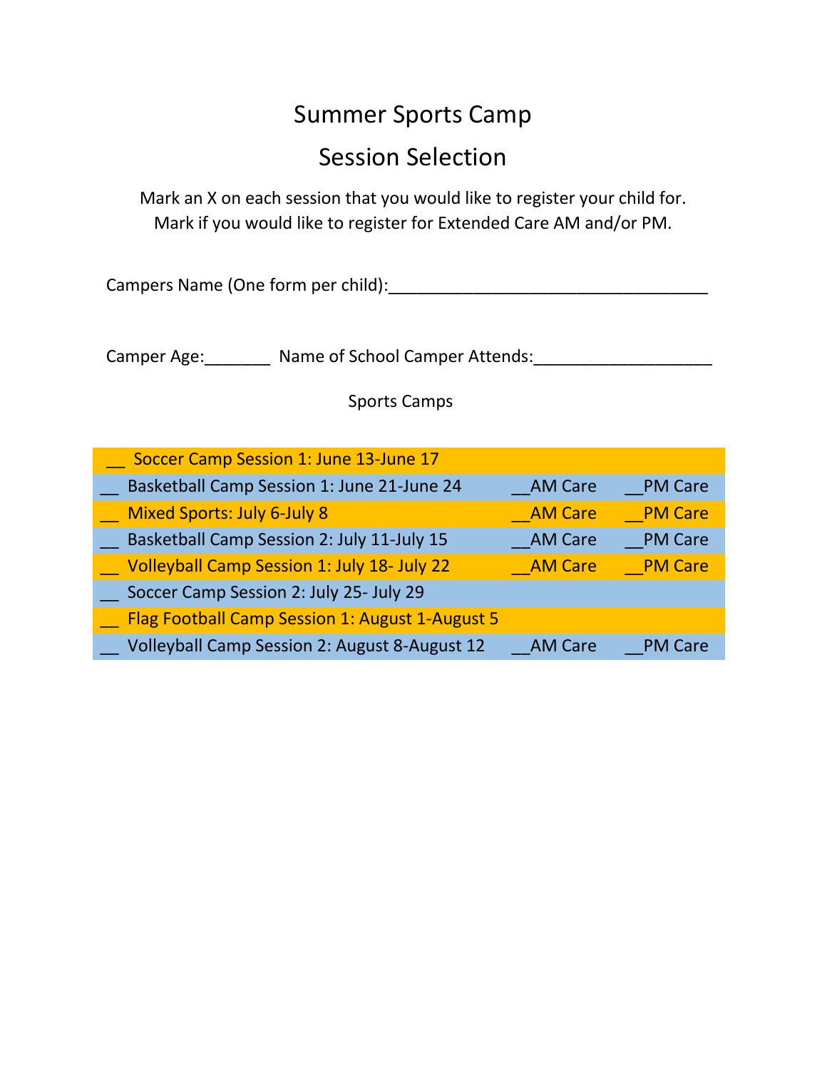# Summer Sports Camp

## Session Selection

Mark an X on each session that you would like to register your child for.
Mark if you would like to register for Extended Care AM and/or PM.

Campers Name (One form per child):___________________________________

Camper Age:_______ Name of School Camper Attends:___________________

Sports Camps

| | | |
|---|---|---|
| __ Soccer Camp Session 1: June 13-June 17 | | |
| __ Basketball Camp Session 1: June 21-June 24 | __AM Care | __PM Care |
| __ Mixed Sports: July 6-July 8 | __AM Care | __PM Care |
| __ Basketball Camp Session 2: July 11-July 15 | __AM Care | __PM Care |
| __ Volleyball Camp Session 1: July 18- July 22 | __AM Care | __PM Care |
| __ Soccer Camp Session 2: July 25- July 29 | | |
| __ Flag Football Camp Session 1: August 1-August 5 | | |
| __ Volleyball Camp Session 2: August 8-August 12 | __AM Care | __PM Care |